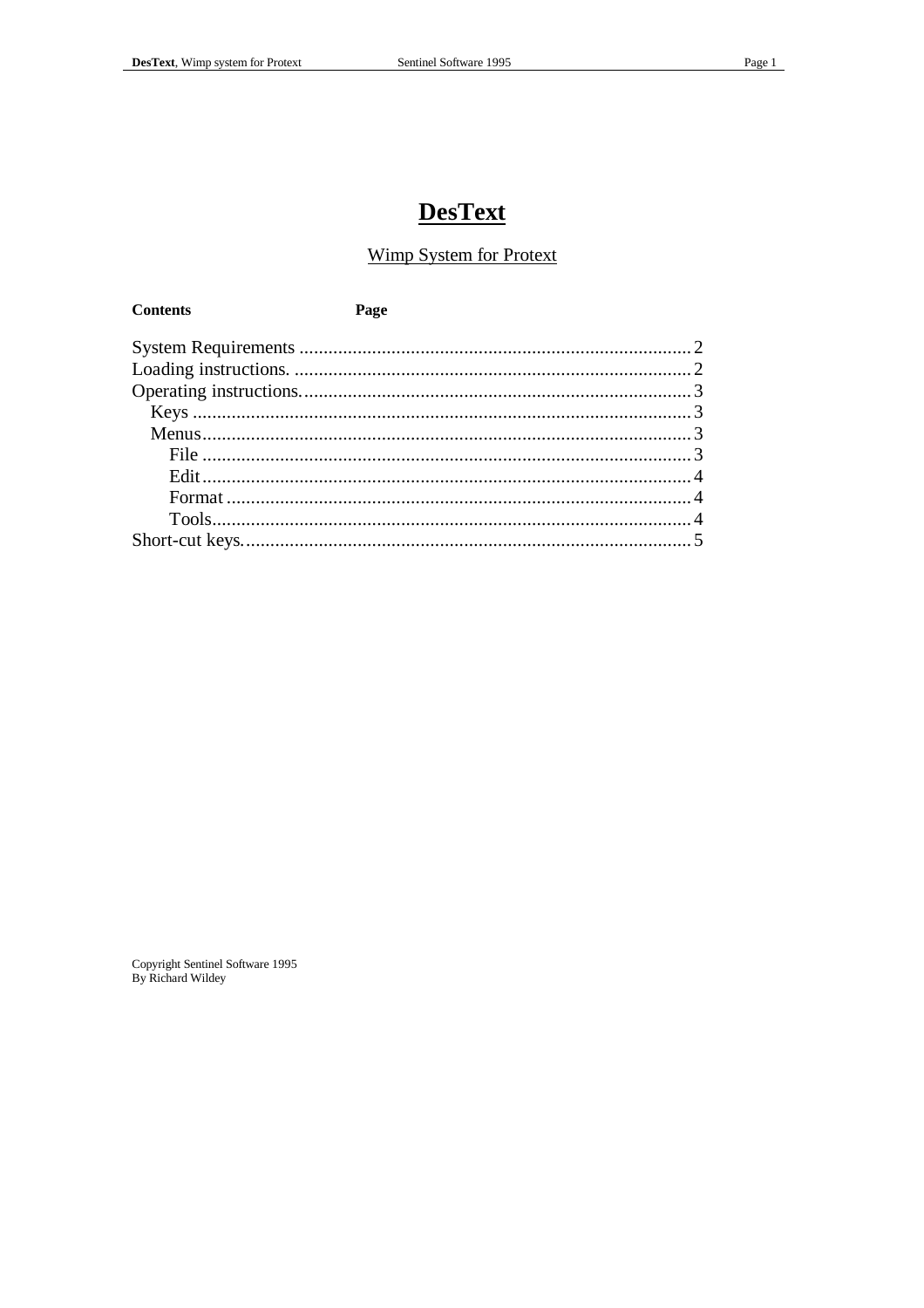# DesText

## Wimp System for Protext

| **Contents** | **Page** |
|---|---|
| System Requirements | 2 |
| Loading instructions. | 2 |
| Operating instructions. | 3 |
| Keys | 3 |
| Menus | 3 |
| File | 3 |
| Edit | 4 |
| Format | 4 |
| Tools | 4 |
| Short-cut keys. | 5 |

Copyright Sentinel Software 1995
By Richard Wildey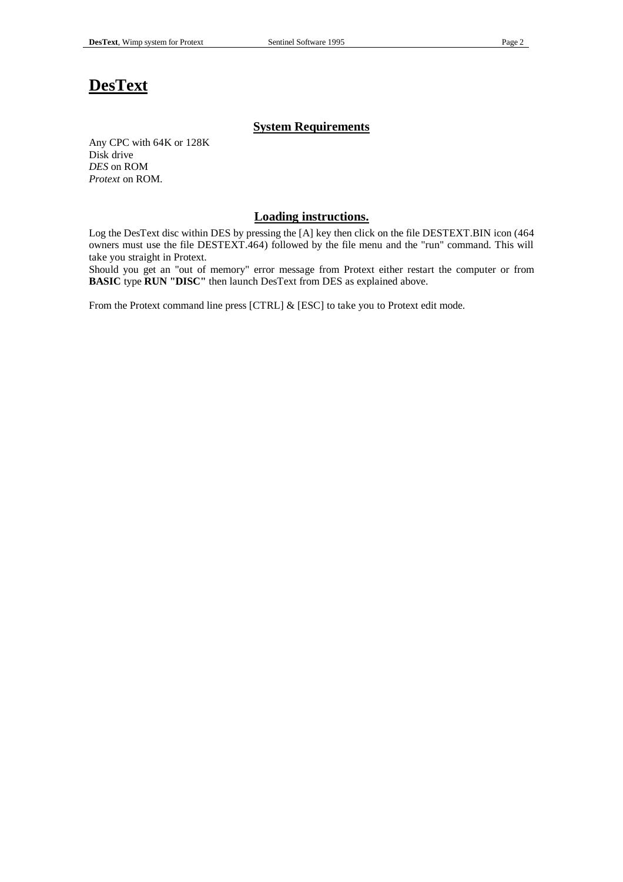# DesText

## System Requirements

Any CPC with 64K or 128K
Disk drive
*DES* on ROM
*Protext* on ROM.

## Loading instructions.

Log the DesText disc within DES by pressing the [A] key then click on the file DESTEXT.BIN icon (464 owners must use the file DESTEXT.464) followed by the file menu and the "run" command. This will take you straight in Protext.
Should you get an "out of memory" error message from Protext either restart the computer or from **BASIC** type **RUN "DISC"** then launch DesText from DES as explained above.

From the Protext command line press [CTRL] & [ESC] to take you to Protext edit mode.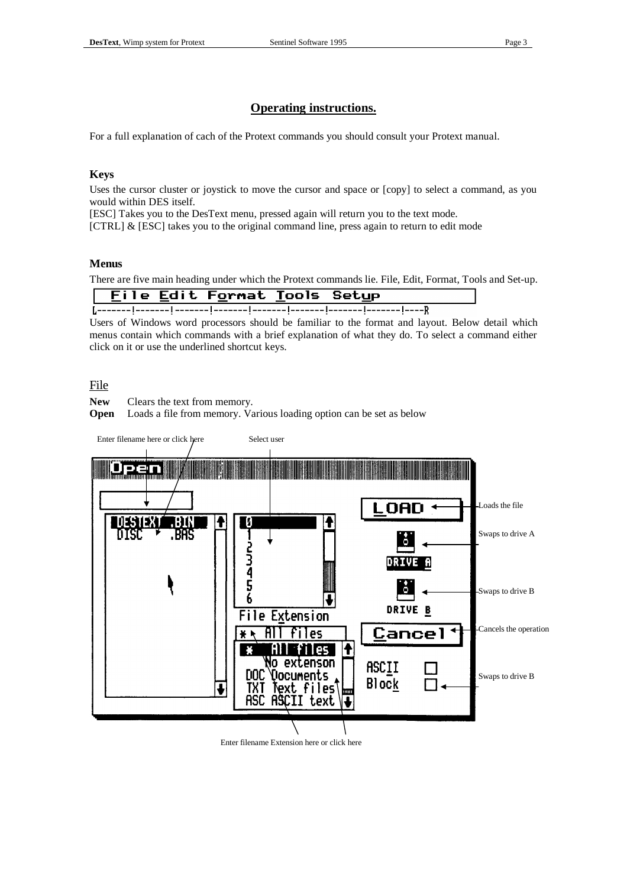## Operating instructions.

For a full explanation of cach of the Protext commands you should consult your Protext manual.

### Keys

Uses the cursor cluster or joystick to move the cursor and space or [copy] to select a command, as you would within DES itself.

[ESC] Takes you to the DesText menu, pressed again will return you to the text mode.

[CTRL] & [ESC] takes you to the original command line, press again to return to edit mode

### Menus

There are five main heading under which the Protext commands lie. File, Edit, Format, Tools and Set-up.

File Edit Format Tools Setup

L-------!-------!-------!-------!-------!-------!-------!-------!----R

Users of Windows word processors should be familiar to the format and layout. Below detail which menus contain which commands with a brief explanation of what they do. To select a command either click on it or use the underlined shortcut keys.

### File

**New** Clears the text from memory.

**Open** Loads a file from memory. Various loading option can be set as below

Enter filename here or click here

Select user

Open

DESTEXT .BIN
DISC .BAS

0
1
2
3
4
5
6

File Extension

* All files

* All files
No extenson
DOC Documents
TXT Text files
ASC ASCII text

LOAD — Loads the file

DRIVE A — Swaps to drive A

DRIVE B — Swaps to drive B

Cancel — Cancels the operation

ASCII

Block — Swaps to drive B

Enter filename Extension here or click here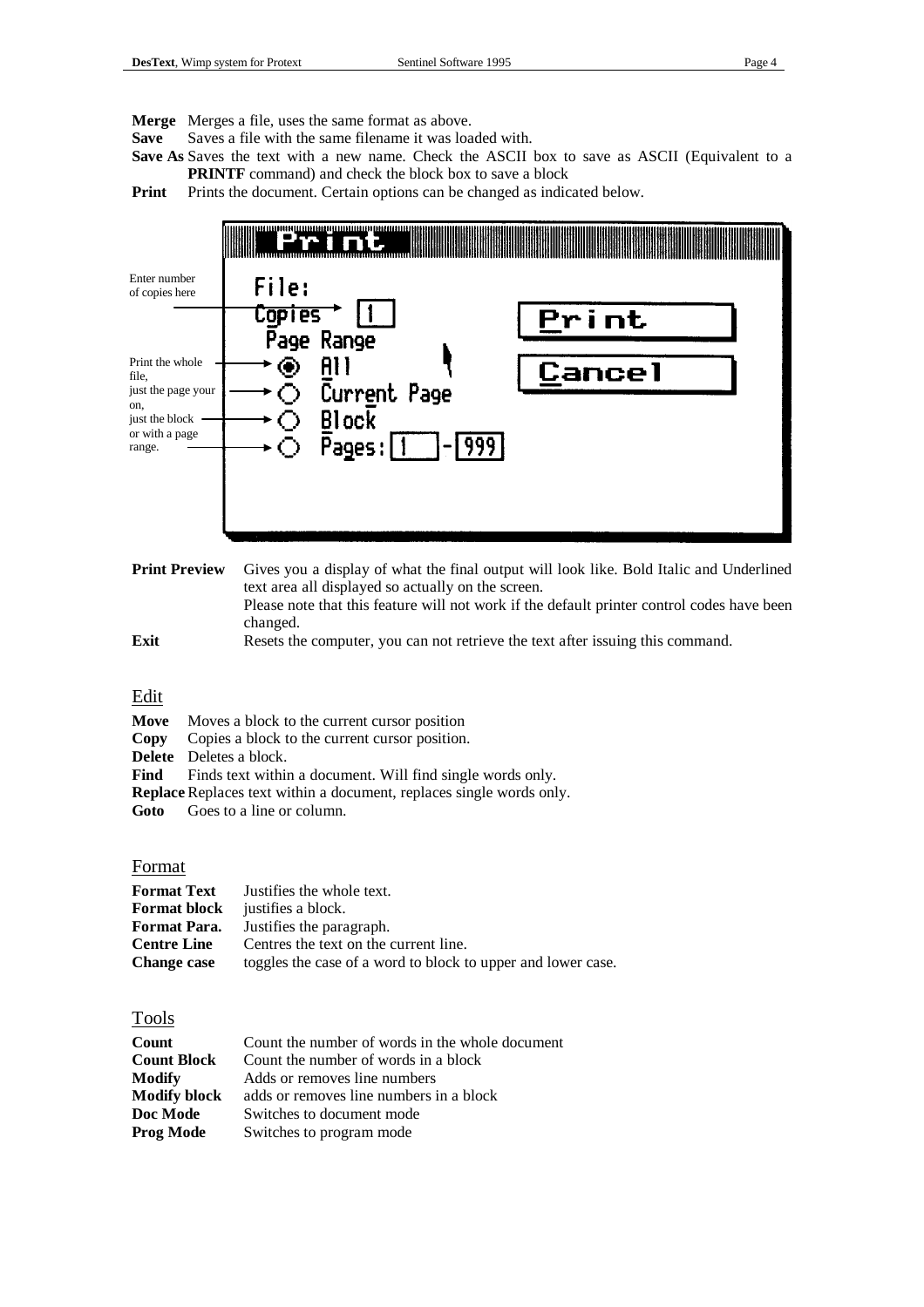**Merge** Merges a file, uses the same format as above.
**Save** Saves a file with the same filename it was loaded with.
**Save As** Saves the text with a new name. Check the ASCII box to save as ASCII (Equivalent to a **PRINTF** command) and check the block box to save a block
**Print** Prints the document. Certain options can be changed as indicated below.

Enter number of copies here

Print the whole file, just the page your on, just the block or with a page range.

Print

File:
Copies [1]
Page Range
All
Current Page
Block
Pages: [1] - [999]

Print
Cancel

| | |
|---|---|
| **Print Preview** | Gives you a display of what the final output will look like. Bold Italic and Underlined text area all displayed so actually on the screen. Please note that this feature will not work if the default printer control codes have been changed. |
| **Exit** | Resets the computer, you can not retrieve the text after issuing this command. |

## Edit

**Move** Moves a block to the current cursor position
**Copy** Copies a block to the current cursor position.
**Delete** Deletes a block.
**Find** Finds text within a document. Will find single words only.
**Replace** Replaces text within a document, replaces single words only.
**Goto** Goes to a line or column.

## Format

| | |
|---|---|
| **Format Text** | Justifies the whole text. |
| **Format block** | justifies a block. |
| **Format Para.** | Justifies the paragraph. |
| **Centre Line** | Centres the text on the current line. |
| **Change case** | toggles the case of a word to block to upper and lower case. |

## Tools

| | |
|---|---|
| **Count** | Count the number of words in the whole document |
| **Count Block** | Count the number of words in a block |
| **Modify** | Adds or removes line numbers |
| **Modify block** | adds or removes line numbers in a block |
| **Doc Mode** | Switches to document mode |
| **Prog Mode** | Switches to program mode |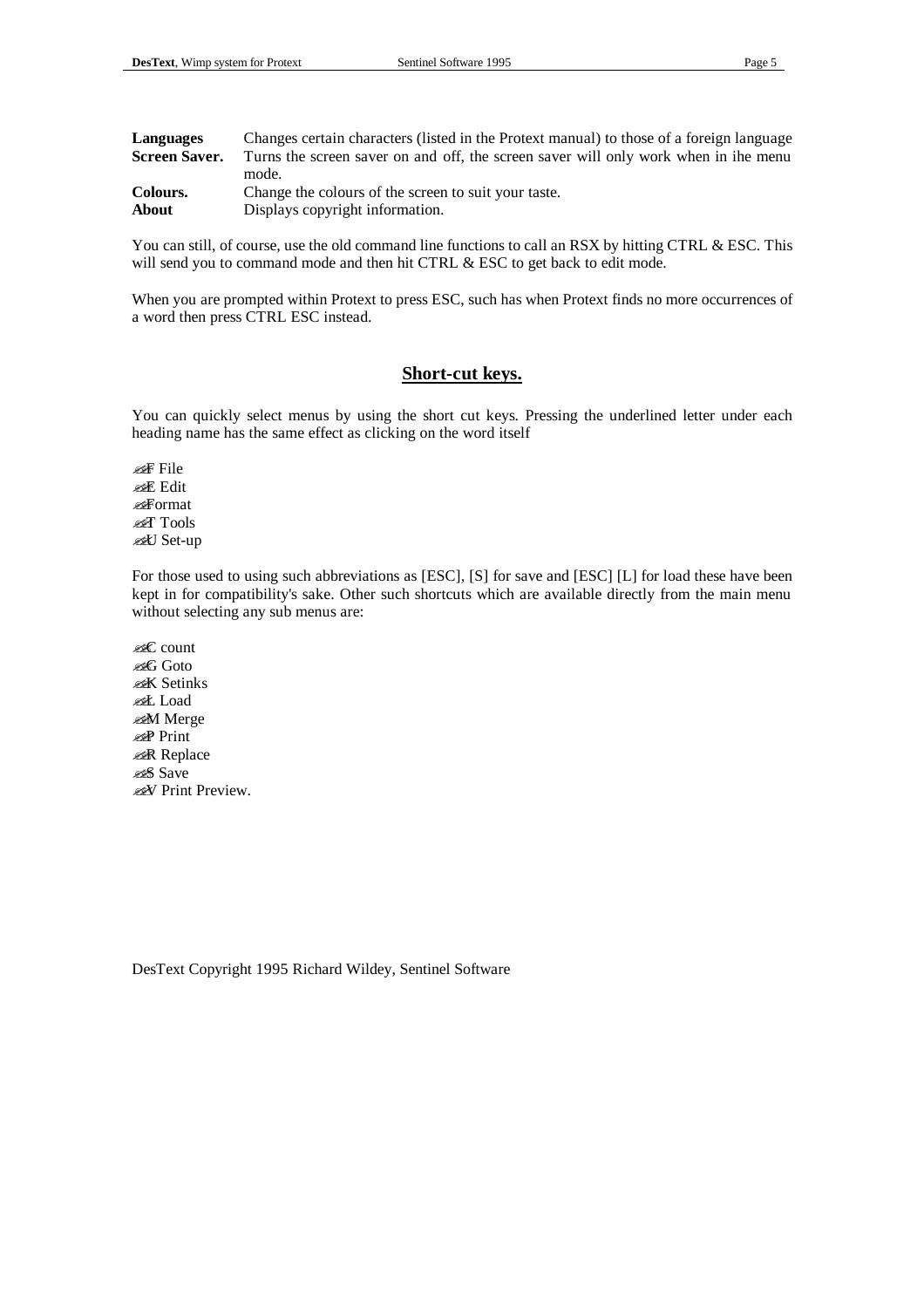| | |
|---|---|
| **Languages** | Changes certain characters (listed in the Protext manual) to those of a foreign language |
| **Screen Saver.** | Turns the screen saver on and off, the screen saver will only work when in ihe menu mode. |
| **Colours.** | Change the colours of the screen to suit your taste. |
| **About** | Displays copyright information. |

You can still, of course, use the old command line functions to call an RSX by hitting CTRL & ESC. This will send you to command mode and then hit CTRL & ESC to get back to edit mode.

When you are prompted within Protext to press ESC, such has when Protext finds no more occurrences of a word then press CTRL ESC instead.

## Short-cut keys.

You can quickly select menus by using the short cut keys. Pressing the underlined letter under each heading name has the same effect as clicking on the word itself

- F File
- E Edit
- Format
- T Tools
- U Set-up

For those used to using such abbreviations as [ESC], [S] for save and [ESC] [L] for load these have been kept in for compatibility's sake. Other such shortcuts which are available directly from the main menu without selecting any sub menus are:

- C count
- G Goto
- K Setinks
- L Load
- M Merge
- P Print
- R Replace
- S Save
- V Print Preview.